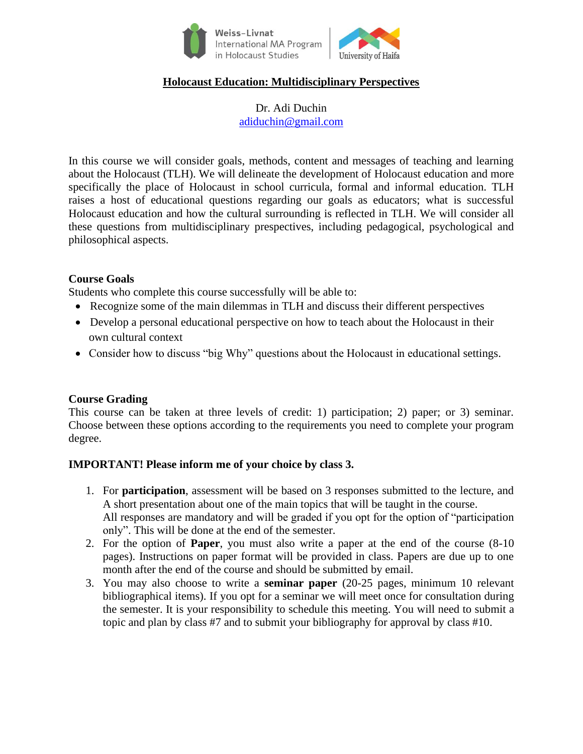Weiss-Livnat International MA Program in Holocaust Studies | University of Haifa

# Holocaust Education: Multidisciplinary Perspectives

Dr. Adi Duchin
adiduchin@gmail.com

In this course we will consider goals, methods, content and messages of teaching and learning about the Holocaust (TLH). We will delineate the development of Holocaust education and more specifically the place of Holocaust in school curricula, formal and informal education. TLH raises a host of educational questions regarding our goals as educators; what is successful Holocaust education and how the cultural surrounding is reflected in TLH. We will consider all these questions from multidisciplinary prespectives, including pedagogical, psychological and philosophical aspects.

## Course Goals

Students who complete this course successfully will be able to:

- Recognize some of the main dilemmas in TLH and discuss their different perspectives
- Develop a personal educational perspective on how to teach about the Holocaust in their own cultural context
- Consider how to discuss "big Why" questions about the Holocaust in educational settings.

## Course Grading

This course can be taken at three levels of credit: 1) participation; 2) paper; or 3) seminar. Choose between these options according to the requirements you need to complete your program degree.

**IMPORTANT! Please inform me of your choice by class 3.**

1. For **participation**, assessment will be based on 3 responses submitted to the lecture, and A short presentation about one of the main topics that will be taught in the course.
   All responses are mandatory and will be graded if you opt for the option of "participation only". This will be done at the end of the semester.
2. For the option of **Paper**, you must also write a paper at the end of the course (8-10 pages). Instructions on paper format will be provided in class. Papers are due up to one month after the end of the course and should be submitted by email.
3. You may also choose to write a **seminar paper** (20-25 pages, minimum 10 relevant bibliographical items). If you opt for a seminar we will meet once for consultation during the semester. It is your responsibility to schedule this meeting. You will need to submit a topic and plan by class #7 and to submit your bibliography for approval by class #10.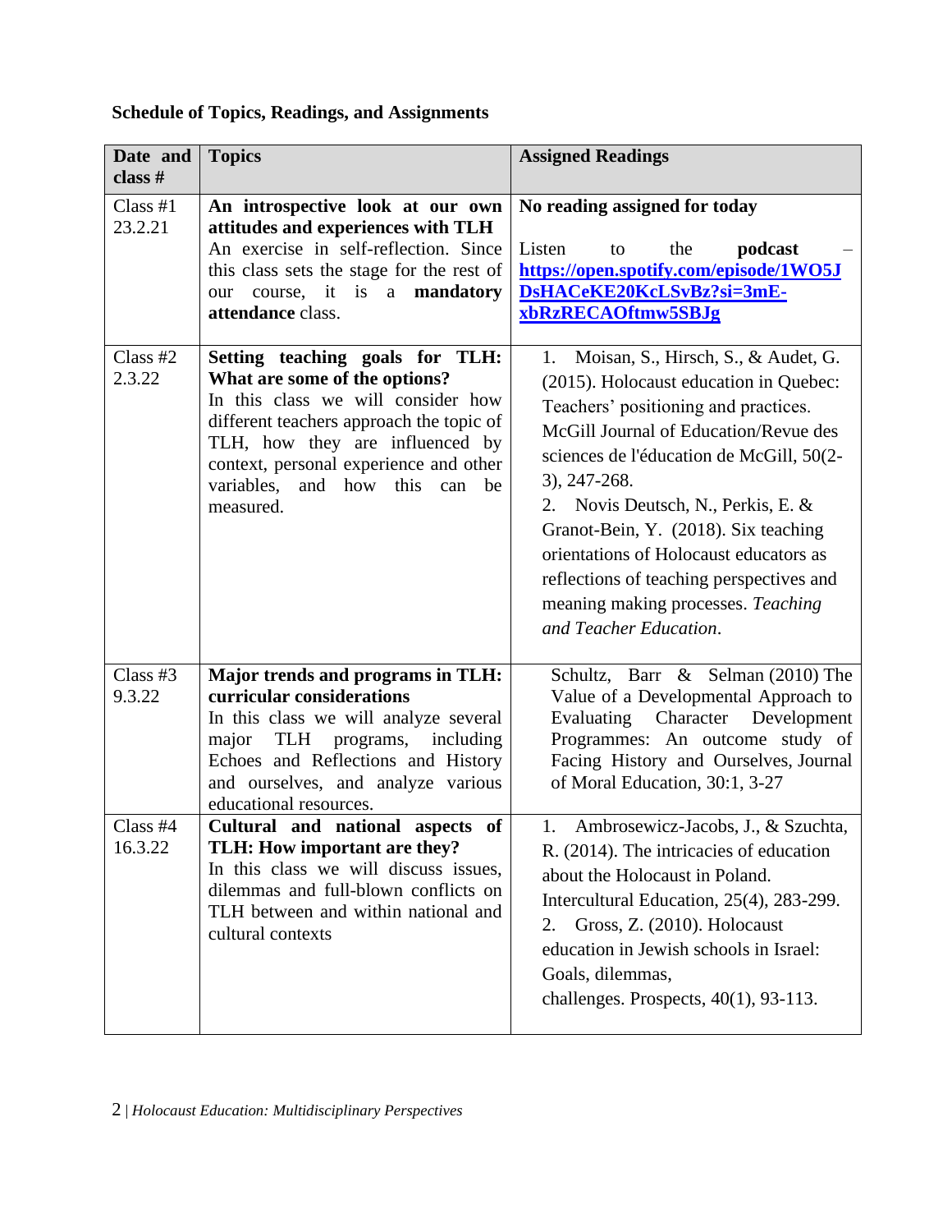**Schedule of Topics, Readings, and Assignments**

| Date and class # | Topics | Assigned Readings |
|---|---|---|
| Class #1 23.2.21 | **An introspective look at our own attitudes and experiences with TLH** An exercise in self-reflection. Since this class sets the stage for the rest of our course, it is a **mandatory attendance** class. | **No reading assigned for today** Listen to the **podcast** – **https://open.spotify.com/episode/1WO5JDsHACeKE20KcLSvBz?si=3mE-xbRzRECAOftmw5SBJg** |
| Class #2 2.3.22 | **Setting teaching goals for TLH: What are some of the options?** In this class we will consider how different teachers approach the topic of TLH, how they are influenced by context, personal experience and other variables, and how this can be measured. | 1. Moisan, S., Hirsch, S., & Audet, G. (2015). Holocaust education in Quebec: Teachers' positioning and practices. McGill Journal of Education/Revue des sciences de l'éducation de McGill, 50(2-3), 247-268. 2. Novis Deutsch, N., Perkis, E. & Granot-Bein, Y. (2018). Six teaching orientations of Holocaust educators as reflections of teaching perspectives and meaning making processes. *Teaching and Teacher Education*. |
| Class #3 9.3.22 | **Major trends and programs in TLH: curricular considerations** In this class we will analyze several major TLH programs, including Echoes and Reflections and History and ourselves, and analyze various educational resources. | Schultz, Barr & Selman (2010) The Value of a Developmental Approach to Evaluating Character Development Programmes: An outcome study of Facing History and Ourselves, Journal of Moral Education, 30:1, 3-27 |
| Class #4 16.3.22 | **Cultural and national aspects of TLH: How important are they?** In this class we will discuss issues, dilemmas and full-blown conflicts on TLH between and within national and cultural contexts | 1. Ambrosewicz-Jacobs, J., & Szuchta, R. (2014). The intricacies of education about the Holocaust in Poland. Intercultural Education, 25(4), 283-299. 2. Gross, Z. (2010). Holocaust education in Jewish schools in Israel: Goals, dilemmas, challenges. Prospects, 40(1), 93-113. |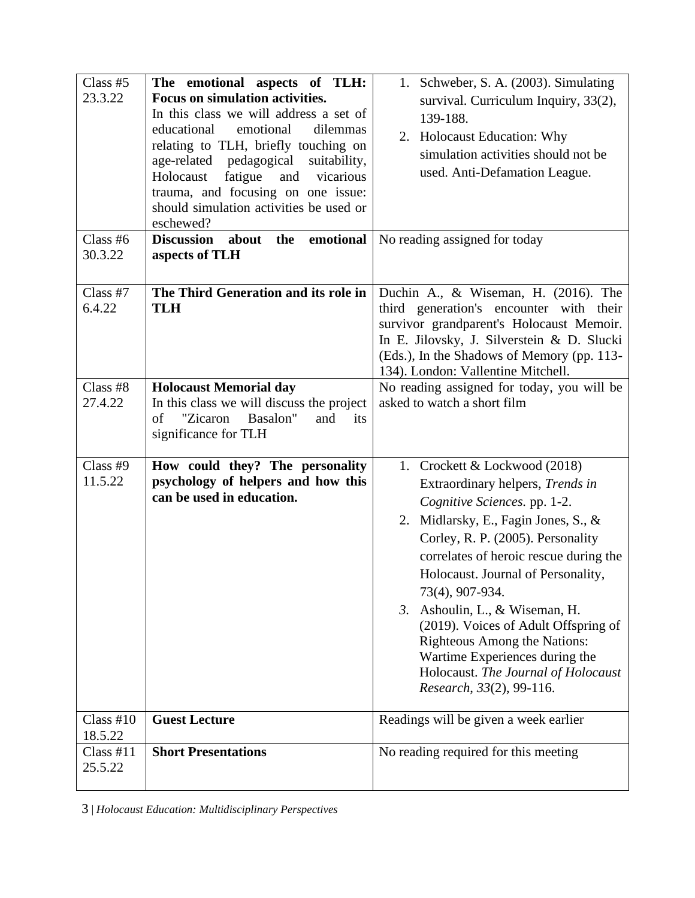| | | |
|---|---|---|
| Class #5 23.3.22 | **The emotional aspects of TLH: Focus on simulation activities.** In this class we will address a set of educational emotional dilemmas relating to TLH, briefly touching on age-related pedagogical suitability, Holocaust fatigue and vicarious trauma, and focusing on one issue: should simulation activities be used or eschewed? | 1. Schweber, S. A. (2003). Simulating survival. Curriculum Inquiry, 33(2), 139-188.<br>2. Holocaust Education: Why simulation activities should not be used. Anti-Defamation League. |
| Class #6 30.3.22 | **Discussion about the emotional aspects of TLH** | No reading assigned for today |
| Class #7 6.4.22 | **The Third Generation and its role in TLH** | Duchin A., & Wiseman, H. (2016). The third generation's encounter with their survivor grandparent's Holocaust Memoir. In E. Jilovsky, J. Silverstein & D. Slucki (Eds.), In the Shadows of Memory (pp. 113-134). London: Vallentine Mitchell. |
| Class #8 27.4.22 | **Holocaust Memorial day** In this class we will discuss the project of "Zicaron Basalon" and its significance for TLH | No reading assigned for today, you will be asked to watch a short film |
| Class #9 11.5.22 | **How could they? The personality psychology of helpers and how this can be used in education.** | 1. Crockett & Lockwood (2018) Extraordinary helpers, *Trends in Cognitive Sciences.* pp. 1-2.<br>2. Midlarsky, E., Fagin Jones, S., & Corley, R. P. (2005). Personality correlates of heroic rescue during the Holocaust. Journal of Personality, 73(4), 907-934.<br>3. Ashoulin, L., & Wiseman, H. (2019). Voices of Adult Offspring of Righteous Among the Nations: Wartime Experiences during the Holocaust. *The Journal of Holocaust Research*, *33*(2), 99-116. |
| Class #10 18.5.22 | **Guest Lecture** | Readings will be given a week earlier |
| Class #11 25.5.22 | **Short Presentations** | No reading required for this meeting |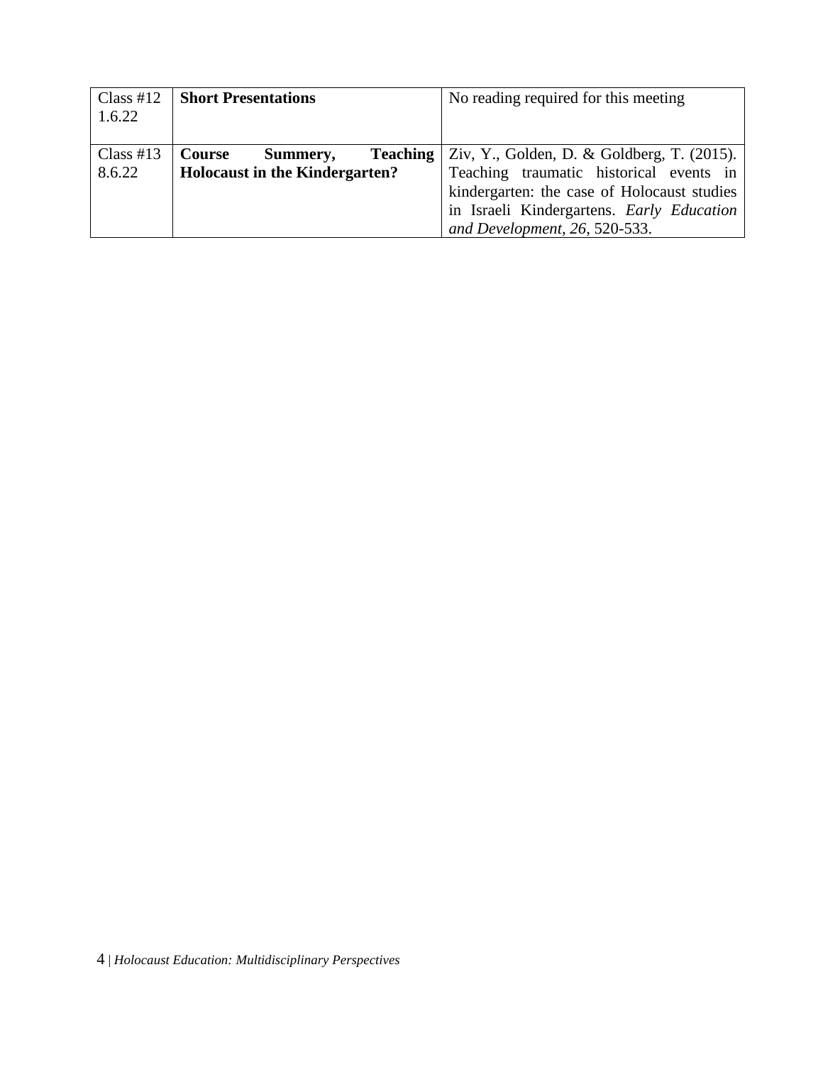| | | |
|---|---|---|
| Class #12<br>1.6.22 | **Short Presentations** | No reading required for this meeting |
| Class #13<br>8.6.22 | **Course Summery, Teaching Holocaust in the Kindergarten?** | Ziv, Y., Golden, D. & Goldberg, T. (2015). Teaching traumatic historical events in kindergarten: the case of Holocaust studies in Israeli Kindergartens. *Early Education and Development*, *26*, 520-533. |